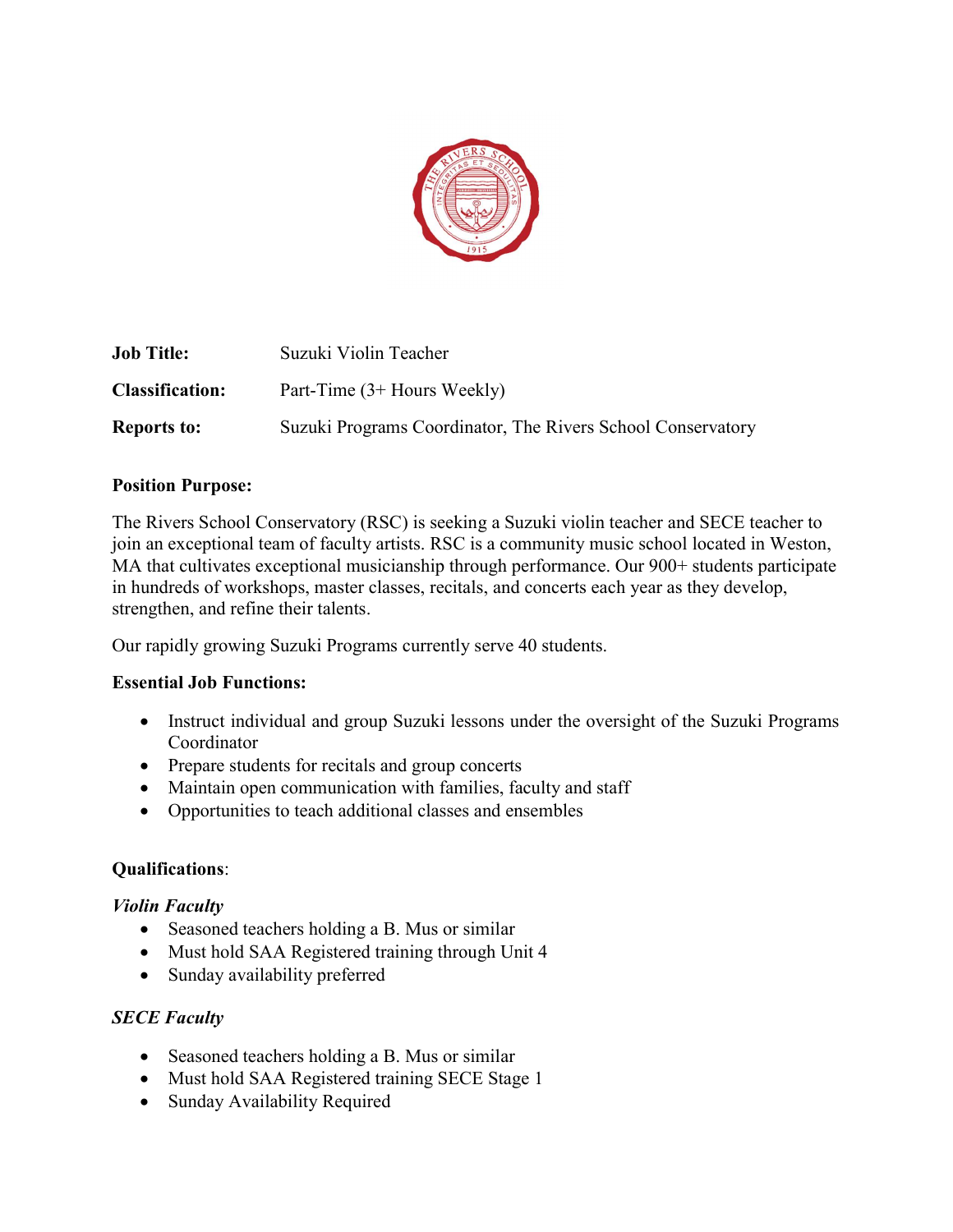**Job Title:** Suzuki Violin Teacher

**Classification:** Part-Time (3+ Hours Weekly)

**Reports to:** Suzuki Programs Coordinator, The Rivers School Conservatory

**Position Purpose:**

The Rivers School Conservatory (RSC) is seeking a Suzuki violin teacher and SECE teacher to join an exceptional team of faculty artists. RSC is a community music school located in Weston, MA that cultivates exceptional musicianship through performance. Our 900+ students participate in hundreds of workshops, master classes, recitals, and concerts each year as they develop, strengthen, and refine their talents.

Our rapidly growing Suzuki Programs currently serve 40 students.

**Essential Job Functions:**

- Instruct individual and group Suzuki lessons under the oversight of the Suzuki Programs Coordinator
- Prepare students for recitals and group concerts
- Maintain open communication with families, faculty and staff
- Opportunities to teach additional classes and ensembles

**Qualifications**:

***Violin Faculty***

- Seasoned teachers holding a B. Mus or similar
- Must hold SAA Registered training through Unit 4
- Sunday availability preferred

***SECE Faculty***

- Seasoned teachers holding a B. Mus or similar
- Must hold SAA Registered training SECE Stage 1
- Sunday Availability Required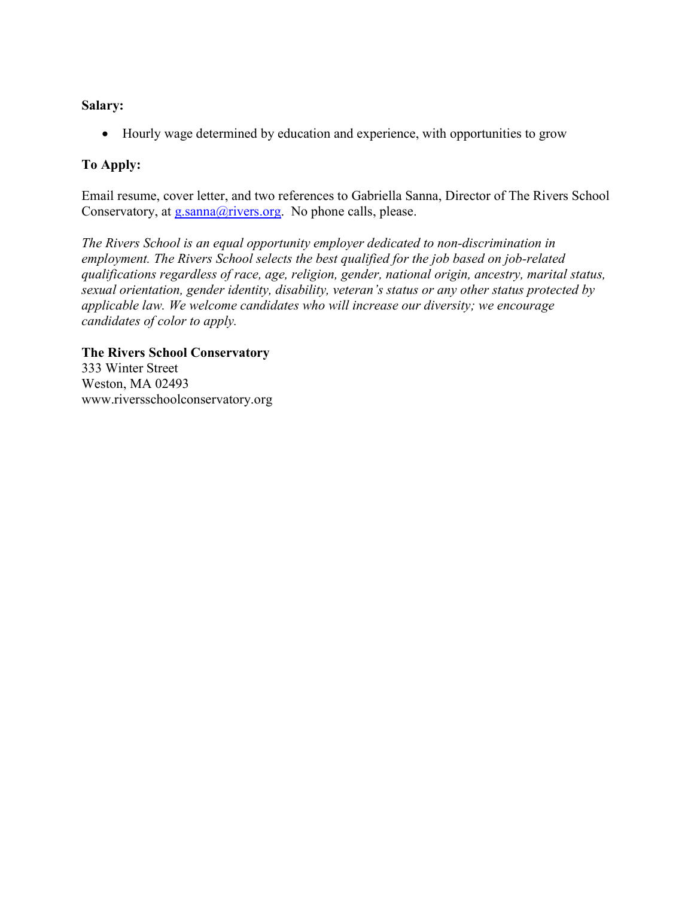**Salary:**

- Hourly wage determined by education and experience, with opportunities to grow

**To Apply:**

Email resume, cover letter, and two references to Gabriella Sanna, Director of The Rivers School Conservatory, at g.sanna@rivers.org. No phone calls, please.

*The Rivers School is an equal opportunity employer dedicated to non-discrimination in employment. The Rivers School selects the best qualified for the job based on job-related qualifications regardless of race, age, religion, gender, national origin, ancestry, marital status, sexual orientation, gender identity, disability, veteran's status or any other status protected by applicable law. We welcome candidates who will increase our diversity; we encourage candidates of color to apply.*

**The Rivers School Conservatory**
333 Winter Street
Weston, MA 02493
www.riversschoolconservatory.org